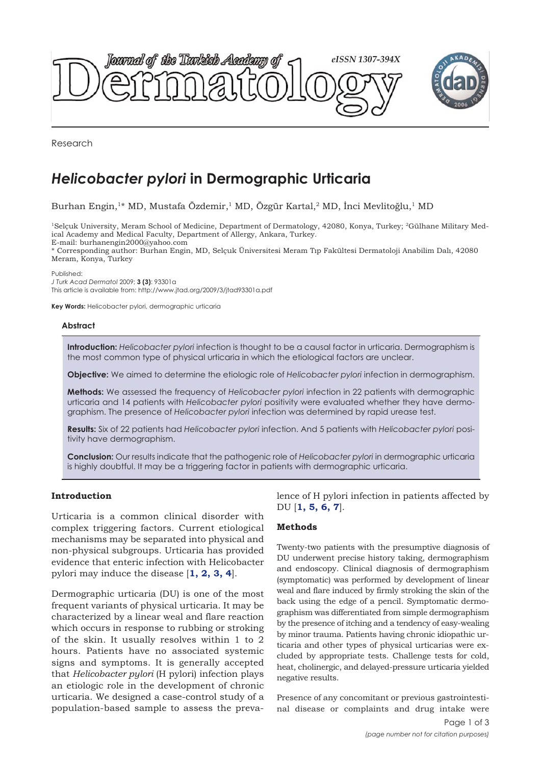Research

# *Helicobacter pylori* in Dermographic Urticaria

Burhan Engin,[1]* MD, Mustafa Özdemir,[1] MD, Özgür Kartal,[2] MD, İnci Mevlitoğlu,[1] MD

[1]Selçuk University, Meram School of Medicine, Department of Dermatology, 42080, Konya, Turkey; [2]Gülhane Military Medical Academy and Medical Faculty, Department of Allergy, Ankara, Turkey.
E-mail: burhanengin2000@yahoo.com
* Corresponding author: Burhan Engin, MD, Selçuk Üniversitesi Meram Tıp Fakültesi Dermatoloji Anabilim Dalı, 42080 Meram, Konya, Turkey

Published:
*J Turk Acad Dermatol* 2009; **3 (3)**: 93301a
This article is available from: http://www.jtad.org/2009/3/jtad93301a.pdf

**Key Words:** Helicobacter pylori, dermographic urticaria

### Abstract

**Introduction:** *Helicobacter pylori* infection is thought to be a causal factor in urticaria. Dermographism is the most common type of physical urticaria in which the etiological factors are unclear.

**Objective:** We aimed to determine the etiologic role of *Helicobacter pylori* infection in dermographism.

**Methods:** We assessed the frequency of *Helicobacter pylori* infection in 22 patients with dermographic urticaria and 14 patients with *Helicobacter pylori* positivity were evaluated whether they have dermographism. The presence of *Helicobacter pylori* infection was determined by rapid urease test.

**Results:** Six of 22 patients had *Helicobacter pylori* infection. And 5 patients with *Helicobacter pylori* positivity have dermographism.

**Conclusion:** Our results indicate that the pathogenic role of *Helicobacter pylori* in dermographic urticaria is highly doubtful. It may be a triggering factor in patients with dermographic urticaria.

## Introduction

Urticaria is a common clinical disorder with complex triggering factors. Current etiological mechanisms may be separated into physical and non-physical subgroups. Urticaria has provided evidence that enteric infection with Helicobacter pylori may induce the disease [1, 2, 3, 4].

Dermographic urticaria (DU) is one of the most frequent variants of physical urticaria. It may be characterized by a linear weal and flare reaction which occurs in response to rubbing or stroking of the skin. It usually resolves within 1 to 2 hours. Patients have no associated systemic signs and symptoms. It is generally accepted that *Helicobacter pylori* (H pylori) infection plays an etiologic role in the development of chronic urticaria. We designed a case-control study of a population-based sample to assess the prevalence of H pylori infection in patients affected by DU [1, 5, 6, 7].

## Methods

Twenty-two patients with the presumptive diagnosis of DU underwent precise history taking, dermographism and endoscopy. Clinical diagnosis of dermographism (symptomatic) was performed by development of linear weal and flare induced by firmly stroking the skin of the back using the edge of a pencil. Symptomatic dermographism was differentiated from simple dermographism by the presence of itching and a tendency of easy-wealing by minor trauma. Patients having chronic idiopathic urticaria and other types of physical urticarias were excluded by appropriate tests. Challenge tests for cold, heat, cholinergic, and delayed-pressure urticaria yielded negative results.

Presence of any concomitant or previous gastrointestinal disease or complaints and drug intake were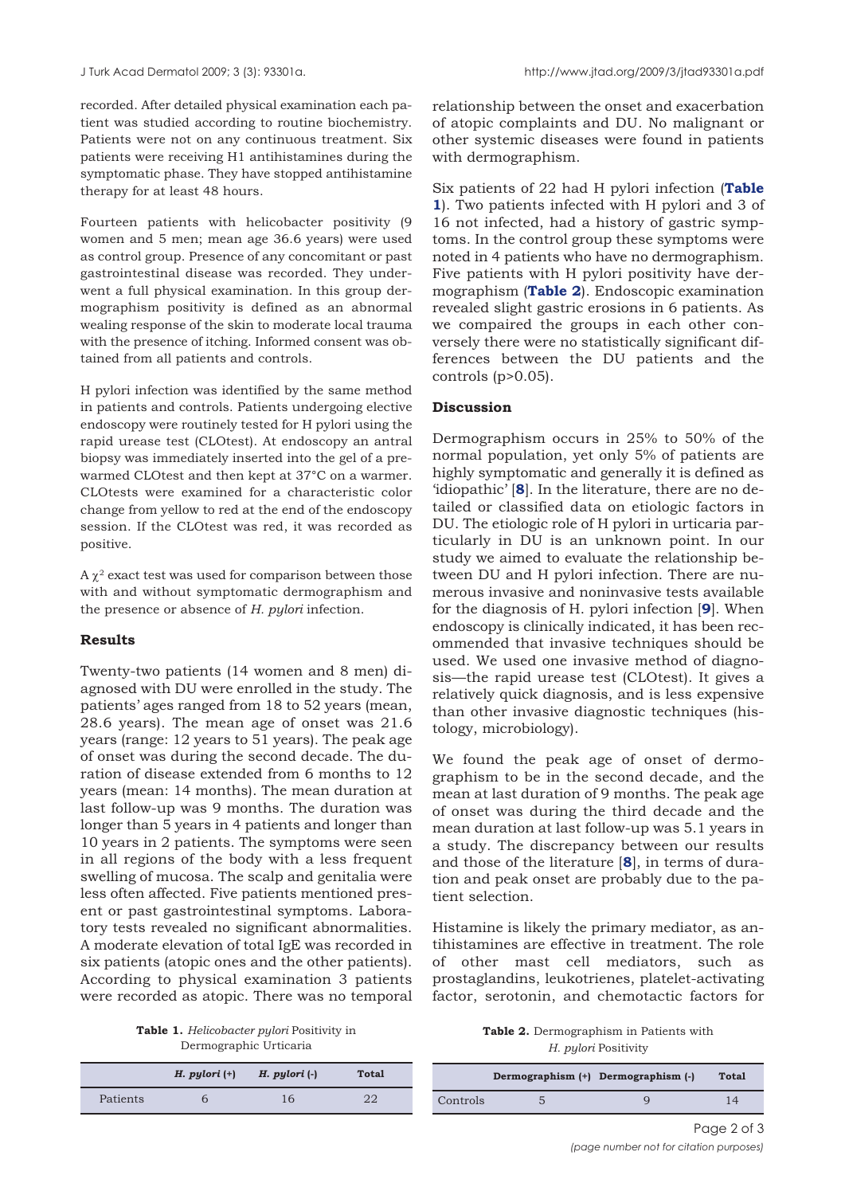recorded. After detailed physical examination each patient was studied according to routine biochemistry. Patients were not on any continuous treatment. Six patients were receiving H1 antihistamines during the symptomatic phase. They have stopped antihistamine therapy for at least 48 hours.

Fourteen patients with helicobacter positivity (9 women and 5 men; mean age 36.6 years) were used as control group. Presence of any concomitant or past gastrointestinal disease was recorded. They underwent a full physical examination. In this group dermographism positivity is defined as an abnormal wealing response of the skin to moderate local trauma with the presence of itching. Informed consent was obtained from all patients and controls.

H pylori infection was identified by the same method in patients and controls. Patients undergoing elective endoscopy were routinely tested for H pylori using the rapid urease test (CLOtest). At endoscopy an antral biopsy was immediately inserted into the gel of a prewarmed CLOtest and then kept at 37°C on a warmer. CLOtests were examined for a characteristic color change from yellow to red at the end of the endoscopy session. If the CLOtest was red, it was recorded as positive.

A $\chi^2$ exact test was used for comparison between those with and without symptomatic dermographism and the presence or absence of *H. pylori* infection.

## Results

Twenty-two patients (14 women and 8 men) diagnosed with DU were enrolled in the study. The patients' ages ranged from 18 to 52 years (mean, 28.6 years). The mean age of onset was 21.6 years (range: 12 years to 51 years). The peak age of onset was during the second decade. The duration of disease extended from 6 months to 12 years (mean: 14 months). The mean duration at last follow-up was 9 months. The duration was longer than 5 years in 4 patients and longer than 10 years in 2 patients. The symptoms were seen in all regions of the body with a less frequent swelling of mucosa. The scalp and genitalia were less often affected. Five patients mentioned present or past gastrointestinal symptoms. Laboratory tests revealed no significant abnormalities. A moderate elevation of total IgE was recorded in six patients (atopic ones and the other patients). According to physical examination 3 patients were recorded as atopic. There was no temporal relationship between the onset and exacerbation of atopic complaints and DU. No malignant or other systemic diseases were found in patients with dermographism.

Six patients of 22 had H pylori infection (**Table 1**). Two patients infected with H pylori and 3 of 16 not infected, had a history of gastric symptoms. In the control group these symptoms were noted in 4 patients who have no dermographism. Five patients with H pylori positivity have dermographism (**Table 2**). Endoscopic examination revealed slight gastric erosions in 6 patients. As we compaired the groups in each other conversely there were no statistically significant differences between the DU patients and the controls ($p>0.05$).

**Table 1.** *Helicobacter pylori* Positivity in Dermographic Urticaria

| | *H. pylori* (+) | *H. pylori* (-) | Total |
|---|---|---|---|
| Patients | 6 | 16 | 22 |

**Table 2.** Dermographism in Patients with *H. pylori* Positivity

| | Dermographism (+) | Dermographism (-) | Total |
|---|---|---|---|
| Controls | 5 | 9 | 14 |

## Discussion

Dermographism occurs in 25% to 50% of the normal population, yet only 5% of patients are highly symptomatic and generally it is defined as 'idiopathic' [**8**]. In the literature, there are no detailed or classified data on etiologic factors in DU. The etiologic role of H pylori in urticaria particularly in DU is an unknown point. In our study we aimed to evaluate the relationship between DU and H pylori infection. There are numerous invasive and noninvasive tests available for the diagnosis of H. pylori infection [**9**]. When endoscopy is clinically indicated, it has been recommended that invasive techniques should be used. We used one invasive method of diagnosis—the rapid urease test (CLOtest). It gives a relatively quick diagnosis, and is less expensive than other invasive diagnostic techniques (histology, microbiology).

We found the peak age of onset of dermographism to be in the second decade, and the mean at last duration of 9 months. The peak age of onset was during the third decade and the mean duration at last follow-up was 5.1 years in a study. The discrepancy between our results and those of the literature [**8**], in terms of duration and peak onset are probably due to the patient selection.

Histamine is likely the primary mediator, as antihistamines are effective in treatment. The role of other mast cell mediators, such as prostaglandins, leukotrienes, platelet-activating factor, serotonin, and chemotactic factors for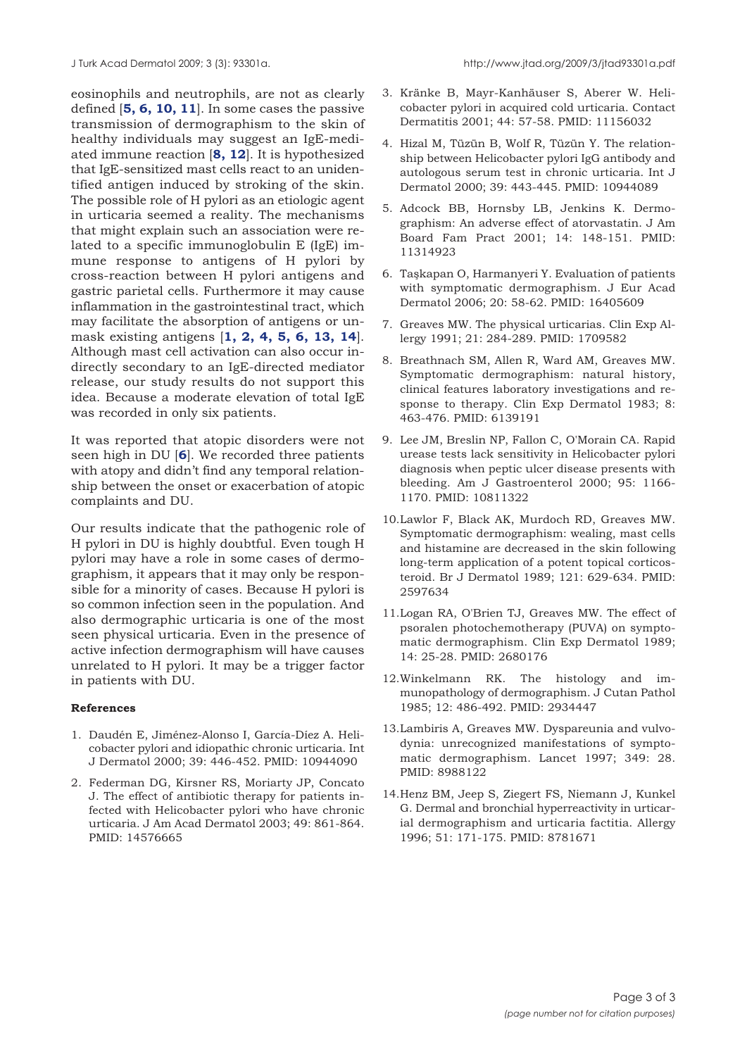eosinophils and neutrophils, are not as clearly defined [**5, 6, 10, 11**]. In some cases the passive transmission of dermographism to the skin of healthy individuals may suggest an IgE-mediated immune reaction [**8, 12**]. It is hypothesized that IgE-sensitized mast cells react to an unidentified antigen induced by stroking of the skin. The possible role of H pylori as an etiologic agent in urticaria seemed a reality. The mechanisms that might explain such an association were related to a specific immunoglobulin E (IgE) immune response to antigens of H pylori by cross-reaction between H pylori antigens and gastric parietal cells. Furthermore it may cause inflammation in the gastrointestinal tract, which may facilitate the absorption of antigens or unmask existing antigens [**1, 2, 4, 5, 6, 13, 14**]. Although mast cell activation can also occur indirectly secondary to an IgE-directed mediator release, our study results do not support this idea. Because a moderate elevation of total IgE was recorded in only six patients.

It was reported that atopic disorders were not seen high in DU [**6**]. We recorded three patients with atopy and didn't find any temporal relationship between the onset or exacerbation of atopic complaints and DU.

Our results indicate that the pathogenic role of H pylori in DU is highly doubtful. Even tough H pylori may have a role in some cases of dermographism, it appears that it may only be responsible for a minority of cases. Because H pylori is so common infection seen in the population. And also dermographic urticaria is one of the most seen physical urticaria. Even in the presence of active infection dermographism will have causes unrelated to H pylori. It may be a trigger factor in patients with DU.

**References**

1. Daudén E, Jiménez-Alonso I, García-Díez A. Helicobacter pylori and idiopathic chronic urticaria. Int J Dermatol 2000; 39: 446-452. PMID: 10944090
2. Federman DG, Kirsner RS, Moriarty JP, Concato J. The effect of antibiotic therapy for patients infected with Helicobacter pylori who have chronic urticaria. J Am Acad Dermatol 2003; 49: 861-864. PMID: 14576665
3. Kränke B, Mayr-Kanhäuser S, Aberer W. Helicobacter pylori in acquired cold urticaria. Contact Dermatitis 2001; 44: 57-58. PMID: 11156032
4. Hizal M, Tüzün B, Wolf R, Tüzün Y. The relationship between Helicobacter pylori IgG antibody and autologous serum test in chronic urticaria. Int J Dermatol 2000; 39: 443-445. PMID: 10944089
5. Adcock BB, Hornsby LB, Jenkins K. Dermographism: An adverse effect of atorvastatin. J Am Board Fam Pract 2001; 14: 148-151. PMID: 11314923
6. Taşkapan O, Harmanyeri Y. Evaluation of patients with symptomatic dermographism. J Eur Acad Dermatol 2006; 20: 58-62. PMID: 16405609
7. Greaves MW. The physical urticarias. Clin Exp Allergy 1991; 21: 284-289. PMID: 1709582
8. Breathnach SM, Allen R, Ward AM, Greaves MW. Symptomatic dermographism: natural history, clinical features laboratory investigations and response to therapy. Clin Exp Dermatol 1983; 8: 463-476. PMID: 6139191
9. Lee JM, Breslin NP, Fallon C, O'Morain CA. Rapid urease tests lack sensitivity in Helicobacter pylori diagnosis when peptic ulcer disease presents with bleeding. Am J Gastroenterol 2000; 95: 1166-1170. PMID: 10811322
10. Lawlor F, Black AK, Murdoch RD, Greaves MW. Symptomatic dermographism: wealing, mast cells and histamine are decreased in the skin following long-term application of a potent topical corticosteroid. Br J Dermatol 1989; 121: 629-634. PMID: 2597634
11. Logan RA, O'Brien TJ, Greaves MW. The effect of psoralen photochemotherapy (PUVA) on symptomatic dermographism. Clin Exp Dermatol 1989; 14: 25-28. PMID: 2680176
12. Winkelmann RK. The histology and immunopathology of dermographism. J Cutan Pathol 1985; 12: 486-492. PMID: 2934447
13. Lambiris A, Greaves MW. Dyspareunia and vulvodynia: unrecognized manifestations of symptomatic dermographism. Lancet 1997; 349: 28. PMID: 8988122
14. Henz BM, Jeep S, Ziegert FS, Niemann J, Kunkel G. Dermal and bronchial hyperreactivity in urticarial dermographism and urticaria factitia. Allergy 1996; 51: 171-175. PMID: 8781671